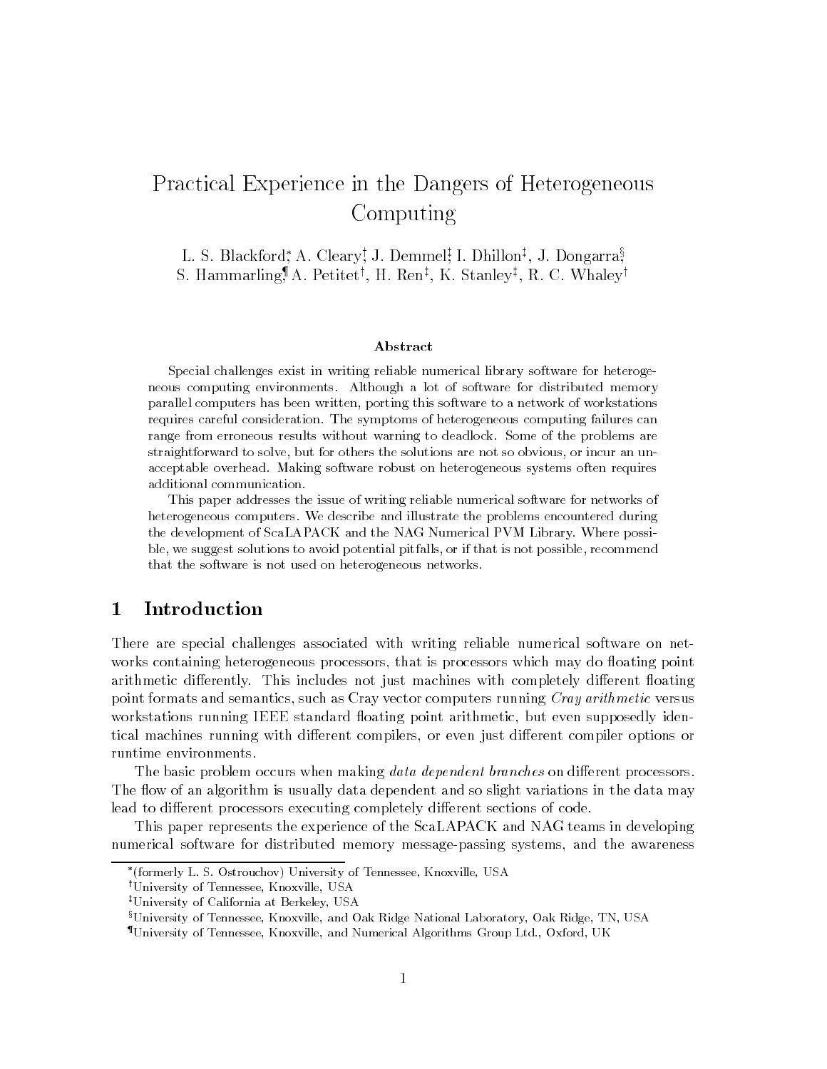# Practical Experience in the Dangers of Heterogeneous Computing

L. S. Blackford[*], A. Cleary[†], J. Demmel[‡], I. Dhillon[‡], J. Dongarra[§], S. Hammarling[¶], A. Petitet[†], H. Ren[‡], K. Stanley[‡], R. C. Whaley[†]

### Abstract

Special challenges exist in writing reliable numerical library software for heterogeneous computing environments. Although a lot of software for distributed memory parallel computers has been written, porting this software to a network of workstations requires careful consideration. The symptoms of heterogeneous computing failures can range from erroneous results without warning to deadlock. Some of the problems are straightforward to solve, but for others the solutions are not so obvious, or incur an unacceptable overhead. Making software robust on heterogeneous systems often requires additional communication.

This paper addresses the issue of writing reliable numerical software for networks of heterogeneous computers. We describe and illustrate the problems encountered during the development of ScaLAPACK and the NAG Numerical PVM Library. Where possible, we suggest solutions to avoid potential pitfalls, or if that is not possible, recommend that the software is not used on heterogeneous networks.

## 1 Introduction

There are special challenges associated with writing reliable numerical software on networks containing heterogeneous processors, that is processors which may do floating point arithmetic differently. This includes not just machines with completely different floating point formats and semantics, such as Cray vector computers running *Cray arithmetic* versus workstations running IEEE standard floating point arithmetic, but even supposedly identical machines running with different compilers, or even just different compiler options or runtime environments.

The basic problem occurs when making *data dependent branches* on different processors. The flow of an algorithm is usually data dependent and so slight variations in the data may lead to different processors executing completely different sections of code.

This paper represents the experience of the ScaLAPACK and NAG teams in developing numerical software for distributed memory message-passing systems, and the awareness

[*](formerly L. S. Ostrouchov) University of Tennessee, Knoxville, USA

[†]University of Tennessee, Knoxville, USA

[‡]University of California at Berkeley, USA

[§]University of Tennessee, Knoxville, and Oak Ridge National Laboratory, Oak Ridge, TN, USA

[¶]University of Tennessee, Knoxville, and Numerical Algorithms Group Ltd., Oxford, UK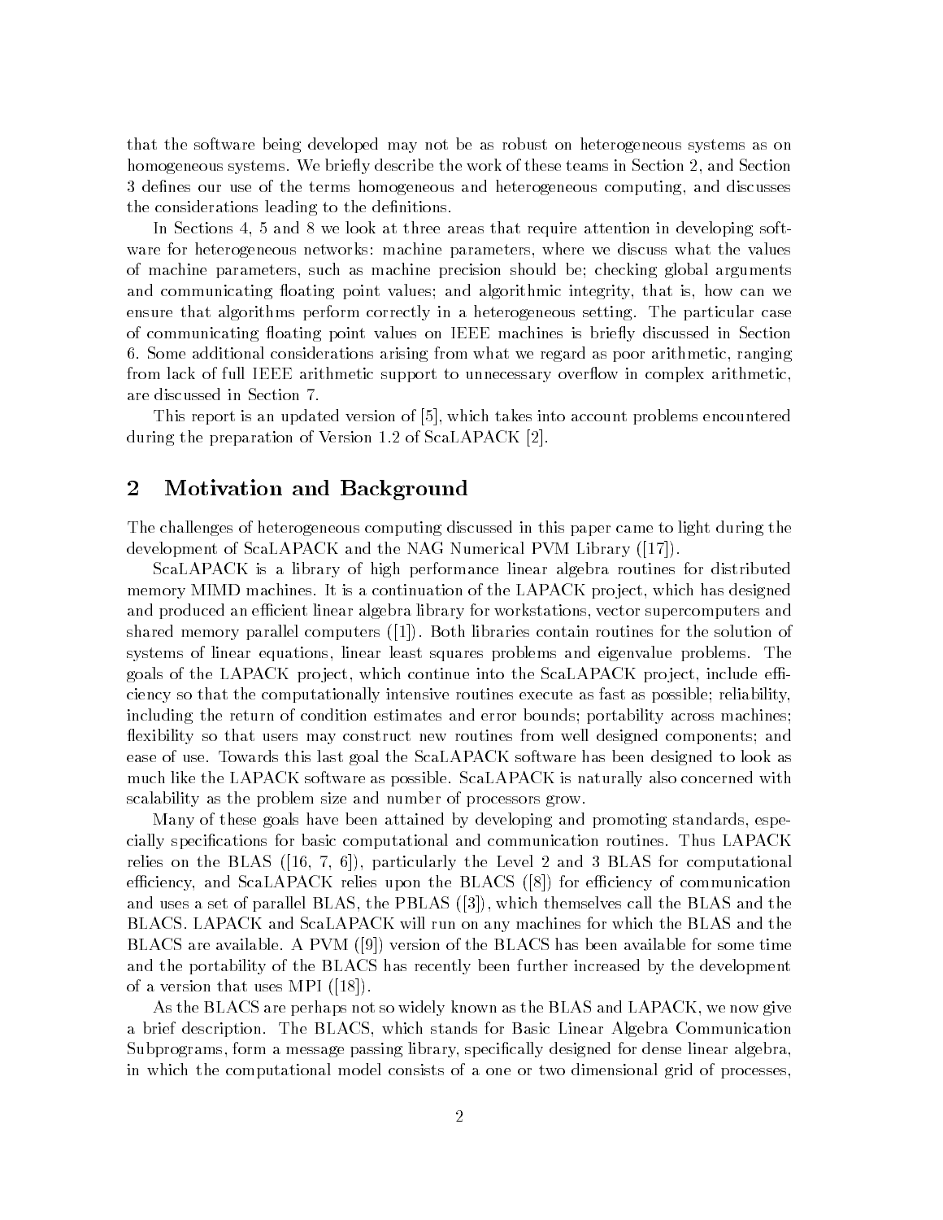that the software being developed may not be as robust on heterogeneous systems as on homogeneous systems. We briefly describe the work of these teams in Section 2, and Section 3 defines our use of the terms homogeneous and heterogeneous computing, and discusses the considerations leading to the definitions.

In Sections 4, 5 and 8 we look at three areas that require attention in developing software for heterogeneous networks: machine parameters, where we discuss what the values of machine parameters, such as machine precision should be; checking global arguments and communicating floating point values; and algorithmic integrity, that is, how can we ensure that algorithms perform correctly in a heterogeneous setting. The particular case of communicating floating point values on IEEE machines is briefly discussed in Section 6. Some additional considerations arising from what we regard as poor arithmetic, ranging from lack of full IEEE arithmetic support to unnecessary overflow in complex arithmetic, are discussed in Section 7.

This report is an updated version of [5], which takes into account problems encountered during the preparation of Version 1.2 of ScaLAPACK [2].

## 2 Motivation and Background

The challenges of heterogeneous computing discussed in this paper came to light during the development of ScaLAPACK and the NAG Numerical PVM Library ([17]).

ScaLAPACK is a library of high performance linear algebra routines for distributed memory MIMD machines. It is a continuation of the LAPACK project, which has designed and produced an efficient linear algebra library for workstations, vector supercomputers and shared memory parallel computers ([1]). Both libraries contain routines for the solution of systems of linear equations, linear least squares problems and eigenvalue problems. The goals of the LAPACK project, which continue into the ScaLAPACK project, include efficiency so that the computationally intensive routines execute as fast as possible; reliability, including the return of condition estimates and error bounds; portability across machines; flexibility so that users may construct new routines from well designed components; and ease of use. Towards this last goal the ScaLAPACK software has been designed to look as much like the LAPACK software as possible. ScaLAPACK is naturally also concerned with scalability as the problem size and number of processors grow.

Many of these goals have been attained by developing and promoting standards, especially specifications for basic computational and communication routines. Thus LAPACK relies on the BLAS ([16, 7, 6]), particularly the Level 2 and 3 BLAS for computational efficiency, and ScaLAPACK relies upon the BLACS ([8]) for efficiency of communication and uses a set of parallel BLAS, the PBLAS ([3]), which themselves call the BLAS and the BLACS. LAPACK and ScaLAPACK will run on any machines for which the BLAS and the BLACS are available. A PVM ([9]) version of the BLACS has been available for some time and the portability of the BLACS has recently been further increased by the development of a version that uses MPI ([18]).

As the BLACS are perhaps not so widely known as the BLAS and LAPACK, we now give a brief description. The BLACS, which stands for Basic Linear Algebra Communication Subprograms, form a message passing library, specifically designed for dense linear algebra, in which the computational model consists of a one or two dimensional grid of processes,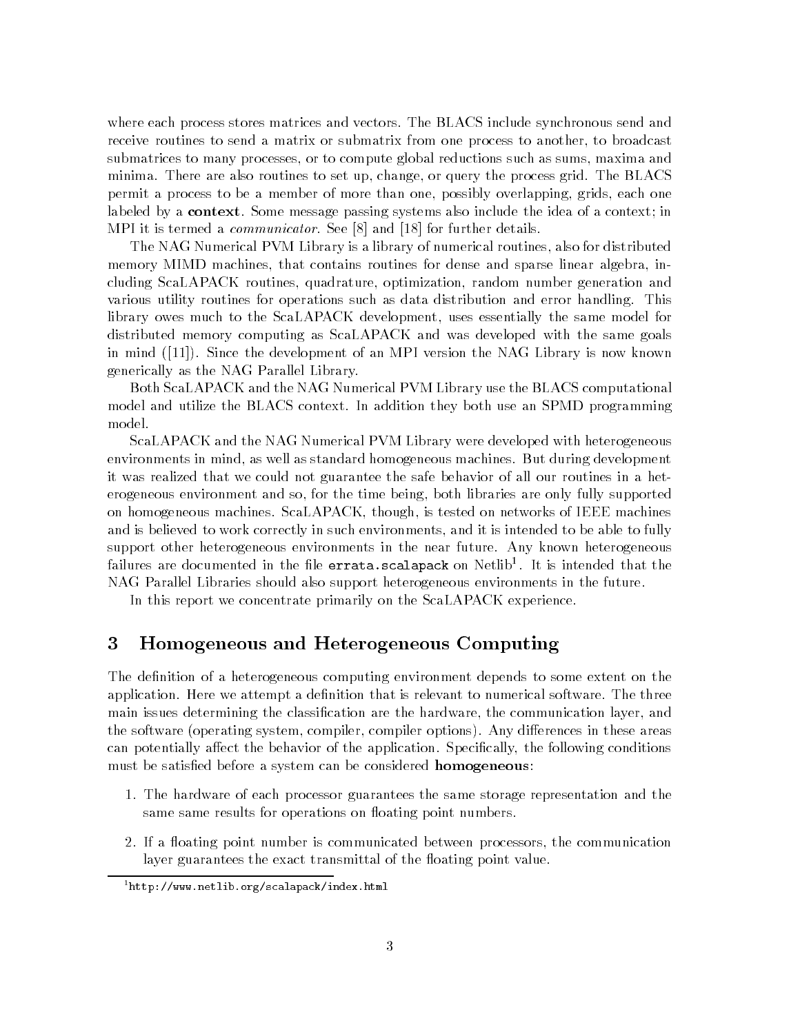where each process stores matrices and vectors. The BLACS include synchronous send and receive routines to send a matrix or submatrix from one process to another, to broadcast submatrices to many processes, or to compute global reductions such as sums, maxima and minima. There are also routines to set up, change, or query the process grid. The BLACS permit a process to be a member of more than one, possibly overlapping, grids, each one labeled by a **context**. Some message passing systems also include the idea of a context; in MPI it is termed a *communicator*. See [8] and [18] for further details.

The NAG Numerical PVM Library is a library of numerical routines, also for distributed memory MIMD machines, that contains routines for dense and sparse linear algebra, including ScaLAPACK routines, quadrature, optimization, random number generation and various utility routines for operations such as data distribution and error handling. This library owes much to the ScaLAPACK development, uses essentially the same model for distributed memory computing as ScaLAPACK and was developed with the same goals in mind ([11]). Since the development of an MPI version the NAG Library is now known generically as the NAG Parallel Library.

Both ScaLAPACK and the NAG Numerical PVM Library use the BLACS computational model and utilize the BLACS context. In addition they both use an SPMD programming model.

ScaLAPACK and the NAG Numerical PVM Library were developed with heterogeneous environments in mind, as well as standard homogeneous machines. But during development it was realized that we could not guarantee the safe behavior of all our routines in a heterogeneous environment and so, for the time being, both libraries are only fully supported on homogeneous machines. ScaLAPACK, though, is tested on networks of IEEE machines and is believed to work correctly in such environments, and it is intended to be able to fully support other heterogeneous environments in the near future. Any known heterogeneous failures are documented in the file `errata.scalapack` on Netlib[1]. It is intended that the NAG Parallel Libraries should also support heterogeneous environments in the future.

In this report we concentrate primarily on the ScaLAPACK experience.

## 3 Homogeneous and Heterogeneous Computing

The definition of a heterogeneous computing environment depends to some extent on the application. Here we attempt a definition that is relevant to numerical software. The three main issues determining the classification are the hardware, the communication layer, and the software (operating system, compiler, compiler options). Any differences in these areas can potentially affect the behavior of the application. Specifically, the following conditions must be satisfied before a system can be considered **homogeneous**:

1. The hardware of each processor guarantees the same storage representation and the same same results for operations on floating point numbers.
2. If a floating point number is communicated between processors, the communication layer guarantees the exact transmittal of the floating point value.

[1] `http://www.netlib.org/scalapack/index.html`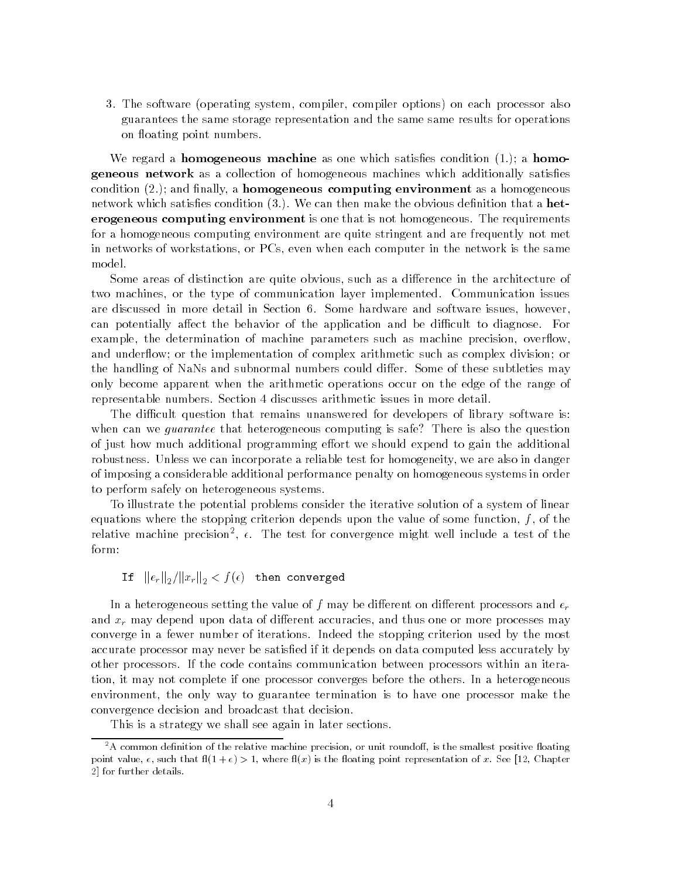3. The software (operating system, compiler, compiler options) on each processor also guarantees the same storage representation and the same same results for operations on floating point numbers.

We regard a **homogeneous machine** as one which satisfies condition (1.); a **homogeneous network** as a collection of homogeneous machines which additionally satisfies condition (2.); and finally, a **homogeneous computing environment** as a homogeneous network which satisfies condition (3.). We can then make the obvious definition that a **heterogeneous computing environment** is one that is not homogeneous. The requirements for a homogeneous computing environment are quite stringent and are frequently not met in networks of workstations, or PCs, even when each computer in the network is the same model.

Some areas of distinction are quite obvious, such as a difference in the architecture of two machines, or the type of communication layer implemented. Communication issues are discussed in more detail in Section 6. Some hardware and software issues, however, can potentially affect the behavior of the application and be difficult to diagnose. For example, the determination of machine parameters such as machine precision, overflow, and underflow; or the implementation of complex arithmetic such as complex division; or the handling of NaNs and subnormal numbers could differ. Some of these subtleties may only become apparent when the arithmetic operations occur on the edge of the range of representable numbers. Section 4 discusses arithmetic issues in more detail.

The difficult question that remains unanswered for developers of library software is: when can we *guarantee* that heterogeneous computing is safe? There is also the question of just how much additional programming effort we should expend to gain the additional robustness. Unless we can incorporate a reliable test for homogeneity, we are also in danger of imposing a considerable additional performance penalty on homogeneous systems in order to perform safely on heterogeneous systems.

To illustrate the potential problems consider the iterative solution of a system of linear equations where the stopping criterion depends upon the value of some function, $f$, of the relative machine precision[2], $\epsilon$. The test for convergence might well include a test of the form:

If $\|e_r\|_2 / \|x_r\|_2 < f(\epsilon)$ then converged

In a heterogeneous setting the value of $f$ may be different on different processors and $e_r$ and $x_r$ may depend upon data of different accuracies, and thus one or more processes may converge in a fewer number of iterations. Indeed the stopping criterion used by the most accurate processor may never be satisfied if it depends on data computed less accurately by other processors. If the code contains communication between processors within an iteration, it may not complete if one processor converges before the others. In a heterogeneous environment, the only way to guarantee termination is to have one processor make the convergence decision and broadcast that decision.

This is a strategy we shall see again in later sections.

[2] A common definition of the relative machine precision, or unit roundoff, is the smallest positive floating point value, $\epsilon$, such that $\mathrm{fl}(1+\epsilon) > 1$, where $\mathrm{fl}(x)$ is the floating point representation of $x$. See [12, Chapter 2] for further details.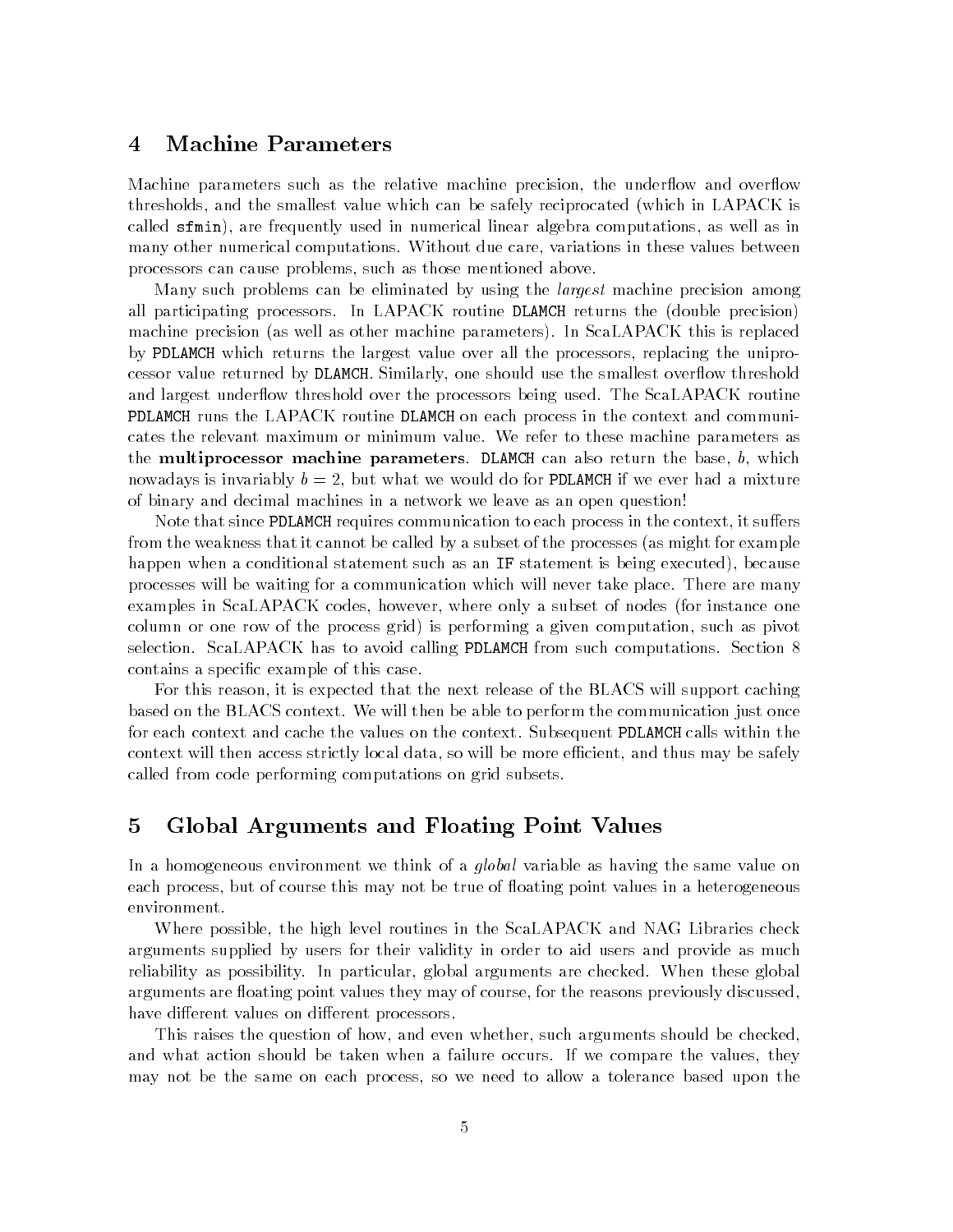## 4 Machine Parameters

Machine parameters such as the relative machine precision, the underflow and overflow thresholds, and the smallest value which can be safely reciprocated (which in LAPACK is called `sfmin`), are frequently used in numerical linear algebra computations, as well as in many other numerical computations. Without due care, variations in these values between processors can cause problems, such as those mentioned above.

Many such problems can be eliminated by using the *largest* machine precision among all participating processors. In LAPACK routine `DLAMCH` returns the (double precision) machine precision (as well as other machine parameters). In ScaLAPACK this is replaced by `PDLAMCH` which returns the largest value over all the processors, replacing the uniprocessor value returned by `DLAMCH`. Similarly, one should use the smallest overflow threshold and largest underflow threshold over the processors being used. The ScaLAPACK routine `PDLAMCH` runs the LAPACK routine `DLAMCH` on each process in the context and communicates the relevant maximum or minimum value. We refer to these machine parameters as the **multiprocessor machine parameters**. `DLAMCH` can also return the base, $b$, which nowadays is invariably $b = 2$, but what we would do for `PDLAMCH` if we ever had a mixture of binary and decimal machines in a network we leave as an open question!

Note that since `PDLAMCH` requires communication to each process in the context, it suffers from the weakness that it cannot be called by a subset of the processes (as might for example happen when a conditional statement such as an `IF` statement is being executed), because processes will be waiting for a communication which will never take place. There are many examples in ScaLAPACK codes, however, where only a subset of nodes (for instance one column or one row of the process grid) is performing a given computation, such as pivot selection. ScaLAPACK has to avoid calling `PDLAMCH` from such computations. Section 8 contains a specific example of this case.

For this reason, it is expected that the next release of the BLACS will support caching based on the BLACS context. We will then be able to perform the communication just once for each context and cache the values on the context. Subsequent `PDLAMCH` calls within the context will then access strictly local data, so will be more efficient, and thus may be safely called from code performing computations on grid subsets.

## 5 Global Arguments and Floating Point Values

In a homogeneous environment we think of a *global* variable as having the same value on each process, but of course this may not be true of floating point values in a heterogeneous environment.

Where possible, the high level routines in the ScaLAPACK and NAG Libraries check arguments supplied by users for their validity in order to aid users and provide as much reliability as possibility. In particular, global arguments are checked. When these global arguments are floating point values they may of course, for the reasons previously discussed, have different values on different processors.

This raises the question of how, and even whether, such arguments should be checked, and what action should be taken when a failure occurs. If we compare the values, they may not be the same on each process, so we need to allow a tolerance based upon the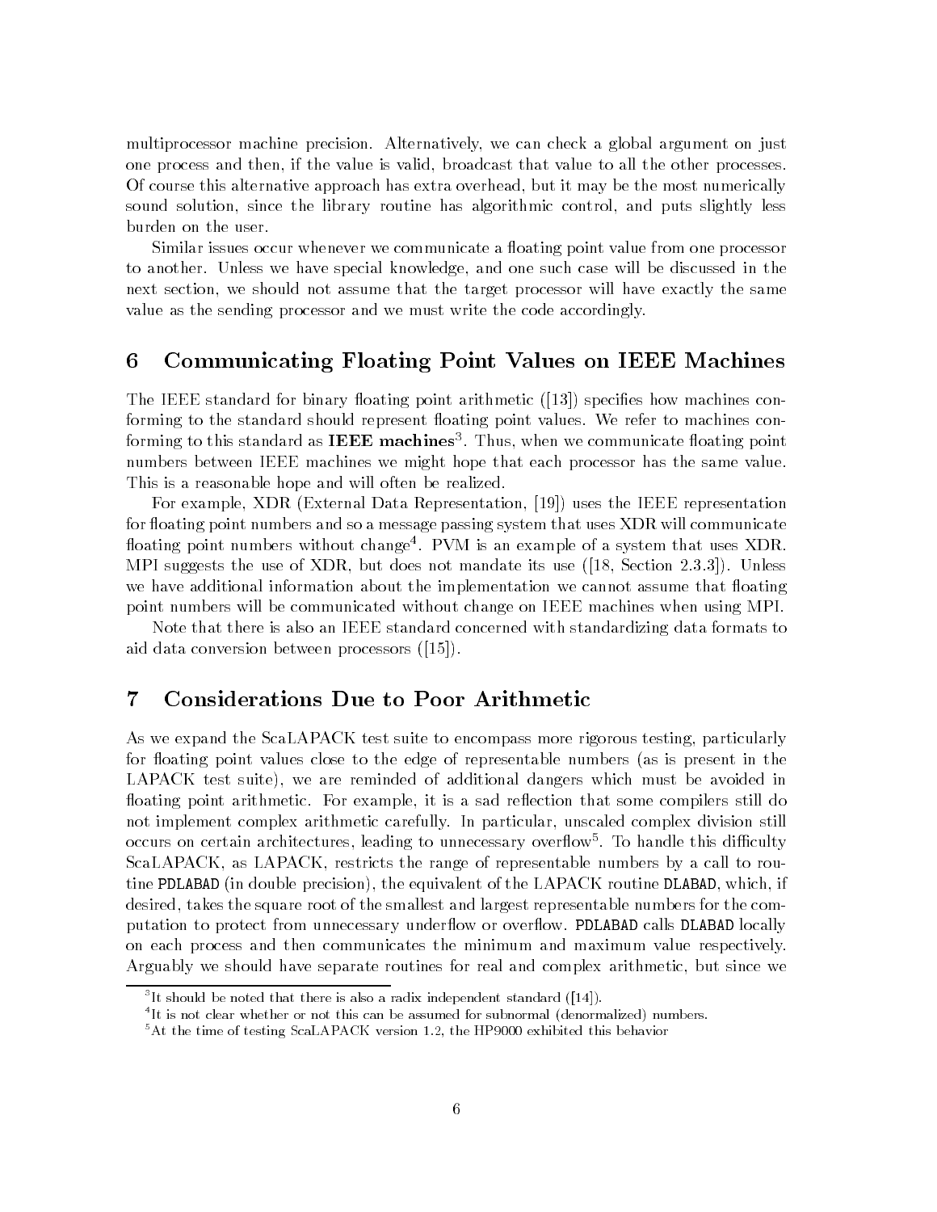multiprocessor machine precision. Alternatively, we can check a global argument on just one process and then, if the value is valid, broadcast that value to all the other processes. Of course this alternative approach has extra overhead, but it may be the most numerically sound solution, since the library routine has algorithmic control, and puts slightly less burden on the user.

Similar issues occur whenever we communicate a floating point value from one processor to another. Unless we have special knowledge, and one such case will be discussed in the next section, we should not assume that the target processor will have exactly the same value as the sending processor and we must write the code accordingly.

## 6 Communicating Floating Point Values on IEEE Machines

The IEEE standard for binary floating point arithmetic ([13]) specifies how machines conforming to the standard should represent floating point values. We refer to machines conforming to this standard as **IEEE machines**[3]. Thus, when we communicate floating point numbers between IEEE machines we might hope that each processor has the same value. This is a reasonable hope and will often be realized.

For example, XDR (External Data Representation, [19]) uses the IEEE representation for floating point numbers and so a message passing system that uses XDR will communicate floating point numbers without change[4]. PVM is an example of a system that uses XDR. MPI suggests the use of XDR, but does not mandate its use ([18, Section 2.3.3]). Unless we have additional information about the implementation we cannot assume that floating point numbers will be communicated without change on IEEE machines when using MPI.

Note that there is also an IEEE standard concerned with standardizing data formats to aid data conversion between processors ([15]).

## 7 Considerations Due to Poor Arithmetic

As we expand the ScaLAPACK test suite to encompass more rigorous testing, particularly for floating point values close to the edge of representable numbers (as is present in the LAPACK test suite), we are reminded of additional dangers which must be avoided in floating point arithmetic. For example, it is a sad reflection that some compilers still do not implement complex arithmetic carefully. In particular, unscaled complex division still occurs on certain architectures, leading to unnecessary overflow[5]. To handle this difficulty ScaLAPACK, as LAPACK, restricts the range of representable numbers by a call to routine `PDLABAD` (in double precision), the equivalent of the LAPACK routine `DLABAD`, which, if desired, takes the square root of the smallest and largest representable numbers for the computation to protect from unnecessary underflow or overflow. `PDLABAD` calls `DLABAD` locally on each process and then communicates the minimum and maximum value respectively. Arguably we should have separate routines for real and complex arithmetic, but since we

---

[3] It should be noted that there is also a radix independent standard ([14]).

[4] It is not clear whether or not this can be assumed for subnormal (denormalized) numbers.

[5] At the time of testing ScaLAPACK version 1.2, the HP9000 exhibited this behavior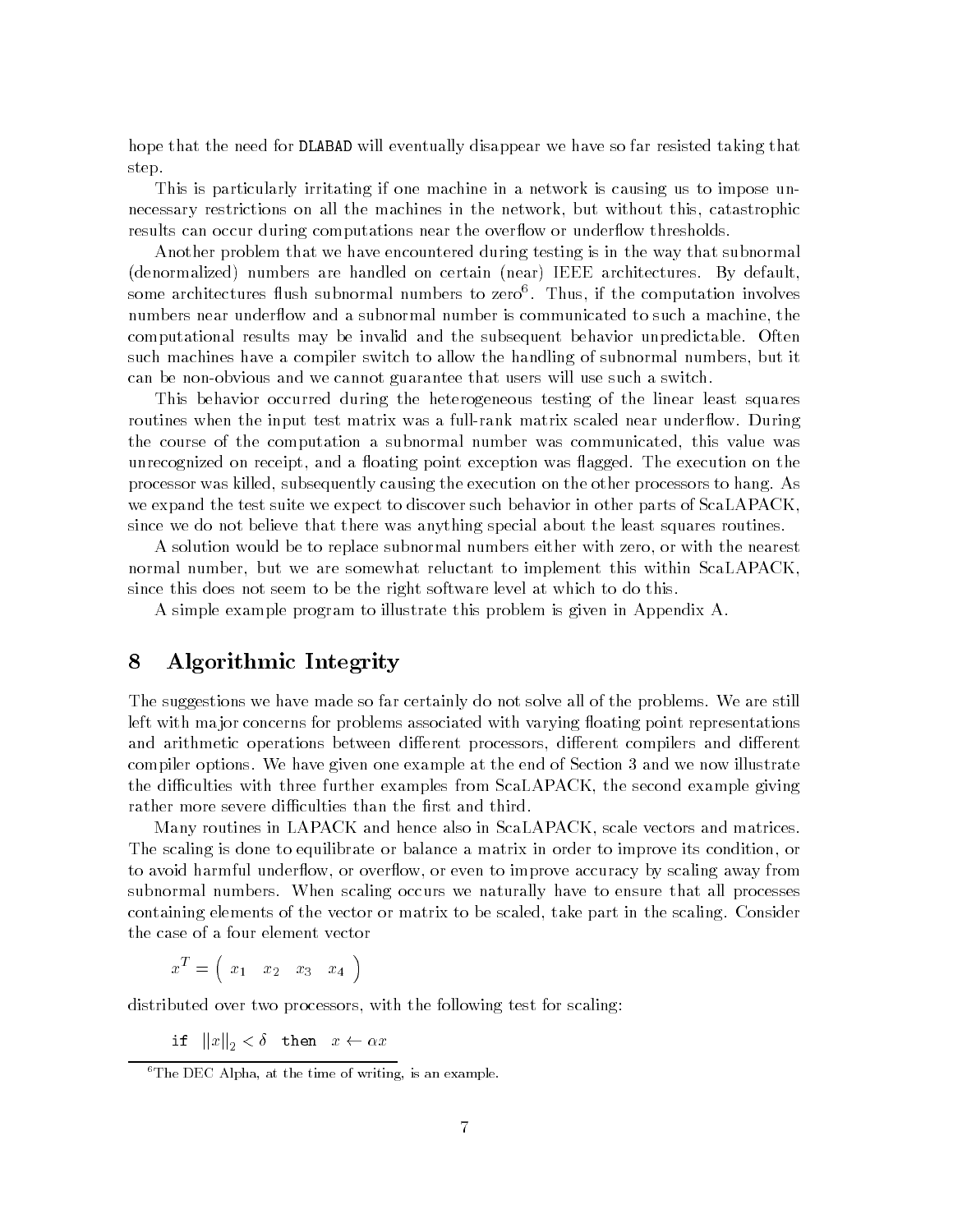hope that the need for DLABAD will eventually disappear we have so far resisted taking that step.

This is particularly irritating if one machine in a network is causing us to impose unnecessary restrictions on all the machines in the network, but without this, catastrophic results can occur during computations near the overflow or underflow thresholds.

Another problem that we have encountered during testing is in the way that subnormal (denormalized) numbers are handled on certain (near) IEEE architectures. By default, some architectures flush subnormal numbers to zero[6]. Thus, if the computation involves numbers near underflow and a subnormal number is communicated to such a machine, the computational results may be invalid and the subsequent behavior unpredictable. Often such machines have a compiler switch to allow the handling of subnormal numbers, but it can be non-obvious and we cannot guarantee that users will use such a switch.

This behavior occurred during the heterogeneous testing of the linear least squares routines when the input test matrix was a full-rank matrix scaled near underflow. During the course of the computation a subnormal number was communicated, this value was unrecognized on receipt, and a floating point exception was flagged. The execution on the processor was killed, subsequently causing the execution on the other processors to hang. As we expand the test suite we expect to discover such behavior in other parts of ScaLAPACK, since we do not believe that there was anything special about the least squares routines.

A solution would be to replace subnormal numbers either with zero, or with the nearest normal number, but we are somewhat reluctant to implement this within ScaLAPACK, since this does not seem to be the right software level at which to do this.

A simple example program to illustrate this problem is given in Appendix A.

# 8 Algorithmic Integrity

The suggestions we have made so far certainly do not solve all of the problems. We are still left with major concerns for problems associated with varying floating point representations and arithmetic operations between different processors, different compilers and different compiler options. We have given one example at the end of Section 3 and we now illustrate the difficulties with three further examples from ScaLAPACK, the second example giving rather more severe difficulties than the first and third.

Many routines in LAPACK and hence also in ScaLAPACK, scale vectors and matrices. The scaling is done to equilibrate or balance a matrix in order to improve its condition, or to avoid harmful underflow, or overflow, or even to improve accuracy by scaling away from subnormal numbers. When scaling occurs we naturally have to ensure that all processes containing elements of the vector or matrix to be scaled, take part in the scaling. Consider the case of a four element vector

$$x^T = \begin{pmatrix} x_1 & x_2 & x_3 & x_4 \end{pmatrix}$$

distributed over two processors, with the following test for scaling:

$$\texttt{if} \quad \|x\|_2 < \delta \quad \texttt{then} \quad x \leftarrow \alpha x$$

[6] The DEC Alpha, at the time of writing, is an example.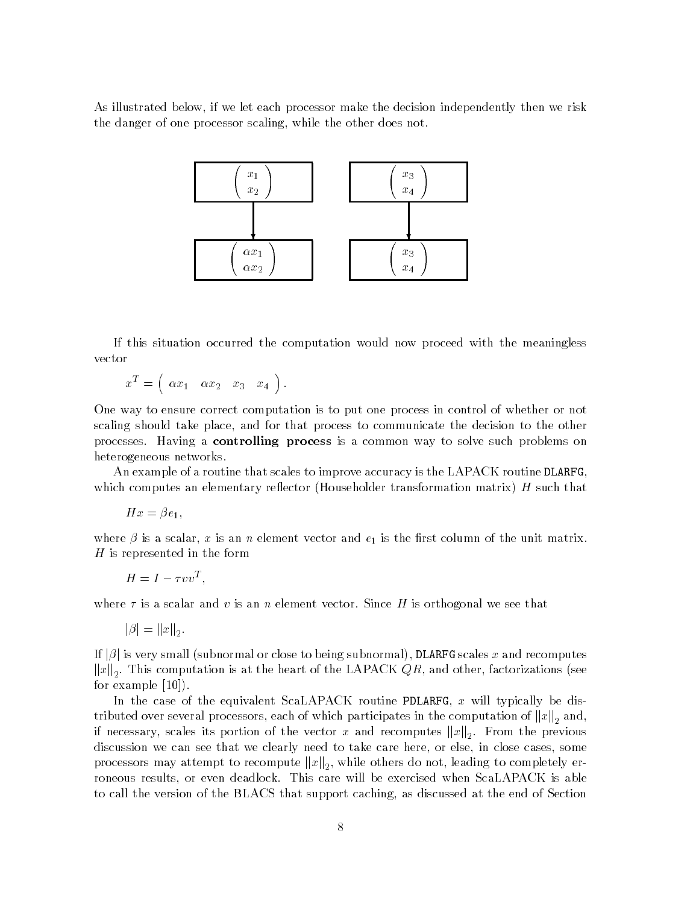As illustrated below, if we let each processor make the decision independently then we risk the danger of one processor scaling, while the other does not.

$$\begin{pmatrix} x_1 \\ x_2 \end{pmatrix} \rightarrow \begin{pmatrix} \alpha x_1 \\ \alpha x_2 \end{pmatrix} \qquad \begin{pmatrix} x_3 \\ x_4 \end{pmatrix} \rightarrow \begin{pmatrix} x_3 \\ x_4 \end{pmatrix}$$

If this situation occurred the computation would now proceed with the meaningless vector

$$x^T = \begin{pmatrix} \alpha x_1 & \alpha x_2 & x_3 & x_4 \end{pmatrix}.$$

One way to ensure correct computation is to put one process in control of whether or not scaling should take place, and for that process to communicate the decision to the other processes. Having a **controlling process** is a common way to solve such problems on heterogeneous networks.

An example of a routine that scales to improve accuracy is the LAPACK routine DLARFG, which computes an elementary reflector (Householder transformation matrix) $H$ such that

$$Hx = \beta e_1,$$

where $\beta$ is a scalar, $x$ is an $n$ element vector and $e_1$ is the first column of the unit matrix. $H$ is represented in the form

$$H = I - \tau v v^T,$$

where $\tau$ is a scalar and $v$ is an $n$ element vector. Since $H$ is orthogonal we see that

$$|\beta| = \|x\|_2.$$

If $|\beta|$ is very small (subnormal or close to being subnormal), DLARFG scales $x$ and recomputes $\|x\|_2$. This computation is at the heart of the LAPACK $QR$, and other, factorizations (see for example [10]).

In the case of the equivalent ScaLAPACK routine PDLARFG, $x$ will typically be distributed over several processors, each of which participates in the computation of $\|x\|_2$ and, if necessary, scales its portion of the vector $x$ and recomputes $\|x\|_2$. From the previous discussion we can see that we clearly need to take care here, or else, in close cases, some processors may attempt to recompute $\|x\|_2$, while others do not, leading to completely erroneous results, or even deadlock. This care will be exercised when ScaLAPACK is able to call the version of the BLACS that support caching, as discussed at the end of Section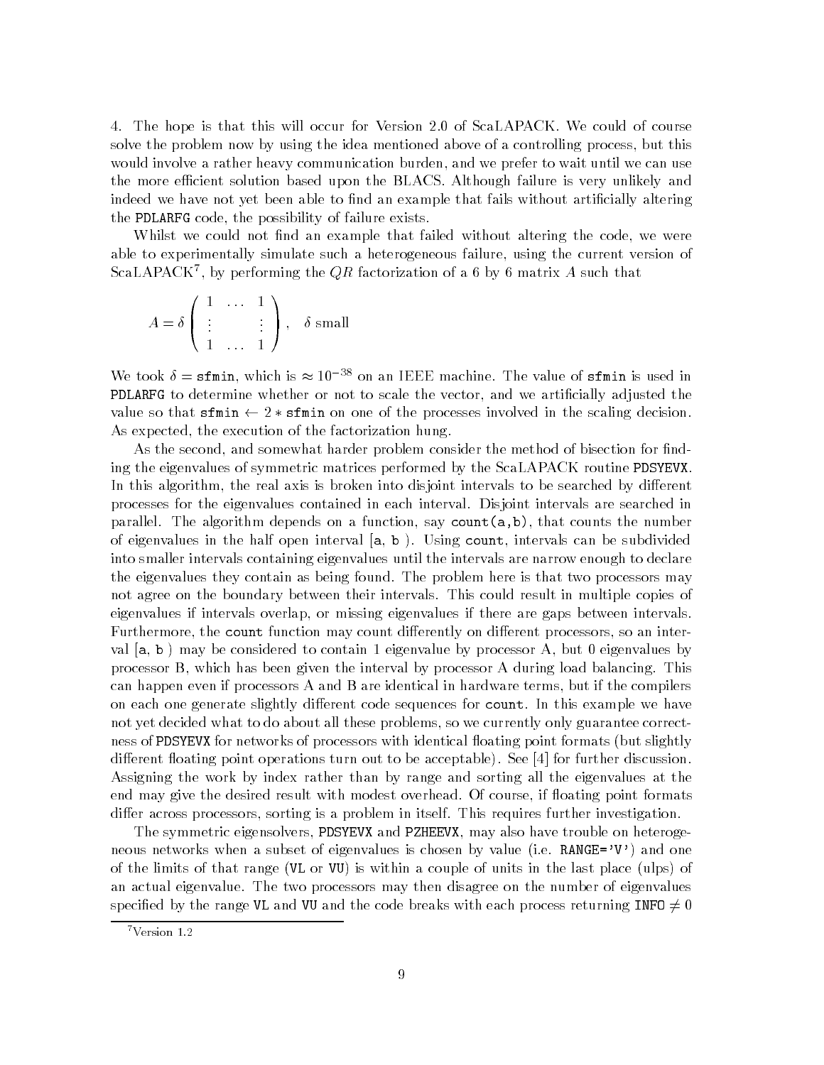4. The hope is that this will occur for Version 2.0 of ScaLAPACK. We could of course solve the problem now by using the idea mentioned above of a controlling process, but this would involve a rather heavy communication burden, and we prefer to wait until we can use the more efficient solution based upon the BLACS. Although failure is very unlikely and indeed we have not yet been able to find an example that fails without artificially altering the `PDLARFG` code, the possibility of failure exists.

Whilst we could not find an example that failed without altering the code, we were able to experimentally simulate such a heterogeneous failure, using the current version of ScaLAPACK[7], by performing the $QR$ factorization of a 6 by 6 matrix $A$ such that

$$A = \delta \begin{pmatrix} 1 & \dots & 1 \\ \vdots & & \vdots \\ 1 & \dots & 1 \end{pmatrix}, \quad \delta \text{ small}$$

We took $\delta = \texttt{sfmin}$, which is $\approx 10^{-38}$ on an IEEE machine. The value of `sfmin` is used in `PDLARFG` to determine whether or not to scale the vector, and we artificially adjusted the value so that $\texttt{sfmin} \leftarrow 2 * \texttt{sfmin}$ on one of the processes involved in the scaling decision. As expected, the execution of the factorization hung.

As the second, and somewhat harder problem consider the method of bisection for finding the eigenvalues of symmetric matrices performed by the ScaLAPACK routine `PDSYEVX`. In this algorithm, the real axis is broken into disjoint intervals to be searched by different processes for the eigenvalues contained in each interval. Disjoint intervals are searched in parallel. The algorithm depends on a function, say `count(a,b)`, that counts the number of eigenvalues in the half open interval `[a, b )`. Using `count`, intervals can be subdivided into smaller intervals containing eigenvalues until the intervals are narrow enough to declare the eigenvalues they contain as being found. The problem here is that two processors may not agree on the boundary between their intervals. This could result in multiple copies of eigenvalues if intervals overlap, or missing eigenvalues if there are gaps between intervals. Furthermore, the `count` function may count differently on different processors, so an interval `[a, b )` may be considered to contain 1 eigenvalue by processor A, but 0 eigenvalues by processor B, which has been given the interval by processor A during load balancing. This can happen even if processors A and B are identical in hardware terms, but if the compilers on each one generate slightly different code sequences for `count`. In this example we have not yet decided what to do about all these problems, so we currently only guarantee correctness of `PDSYEVX` for networks of processors with identical floating point formats (but slightly different floating point operations turn out to be acceptable). See [4] for further discussion. Assigning the work by index rather than by range and sorting all the eigenvalues at the end may give the desired result with modest overhead. Of course, if floating point formats differ across processors, sorting is a problem in itself. This requires further investigation.

The symmetric eigensolvers, `PDSYEVX` and `PZHEEVX`, may also have trouble on heterogeneous networks when a subset of eigenvalues is chosen by value (i.e. `RANGE='V'`) and one of the limits of that range (`VL` or `VU`) is within a couple of units in the last place (ulps) of an actual eigenvalue. The two processors may then disagree on the number of eigenvalues specified by the range `VL` and `VU` and the code breaks with each process returning $\texttt{INFO} \neq 0$

[7] Version 1.2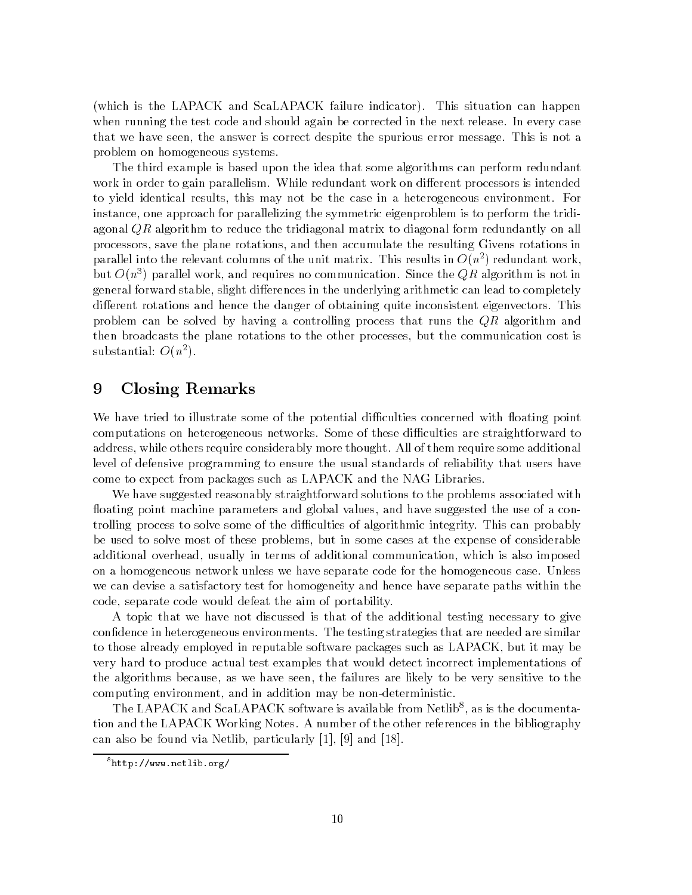(which is the LAPACK and ScaLAPACK failure indicator). This situation can happen when running the test code and should again be corrected in the next release. In every case that we have seen, the answer is correct despite the spurious error message. This is not a problem on homogeneous systems.

The third example is based upon the idea that some algorithms can perform redundant work in order to gain parallelism. While redundant work on different processors is intended to yield identical results, this may not be the case in a heterogeneous environment. For instance, one approach for parallelizing the symmetric eigenproblem is to perform the tridiagonal $QR$ algorithm to reduce the tridiagonal matrix to diagonal form redundantly on all processors, save the plane rotations, and then accumulate the resulting Givens rotations in parallel into the relevant columns of the unit matrix. This results in $O(n^2)$ redundant work, but $O(n^3)$ parallel work, and requires no communication. Since the $QR$ algorithm is not in general forward stable, slight differences in the underlying arithmetic can lead to completely different rotations and hence the danger of obtaining quite inconsistent eigenvectors. This problem can be solved by having a controlling process that runs the $QR$ algorithm and then broadcasts the plane rotations to the other processes, but the communication cost is substantial: $O(n^2)$.

# 9 Closing Remarks

We have tried to illustrate some of the potential difficulties concerned with floating point computations on heterogeneous networks. Some of these difficulties are straightforward to address, while others require considerably more thought. All of them require some additional level of defensive programming to ensure the usual standards of reliability that users have come to expect from packages such as LAPACK and the NAG Libraries.

We have suggested reasonably straightforward solutions to the problems associated with floating point machine parameters and global values, and have suggested the use of a controlling process to solve some of the difficulties of algorithmic integrity. This can probably be used to solve most of these problems, but in some cases at the expense of considerable additional overhead, usually in terms of additional communication, which is also imposed on a homogeneous network unless we have separate code for the homogeneous case. Unless we can devise a satisfactory test for homogeneity and hence have separate paths within the code, separate code would defeat the aim of portability.

A topic that we have not discussed is that of the additional testing necessary to give confidence in heterogeneous environments. The testing strategies that are needed are similar to those already employed in reputable software packages such as LAPACK, but it may be very hard to produce actual test examples that would detect incorrect implementations of the algorithms because, as we have seen, the failures are likely to be very sensitive to the computing environment, and in addition may be non-deterministic.

The LAPACK and ScaLAPACK software is available from Netlib[8], as is the documentation and the LAPACK Working Notes. A number of the other references in the bibliography can also be found via Netlib, particularly [1], [9] and [18].

[8] http://www.netlib.org/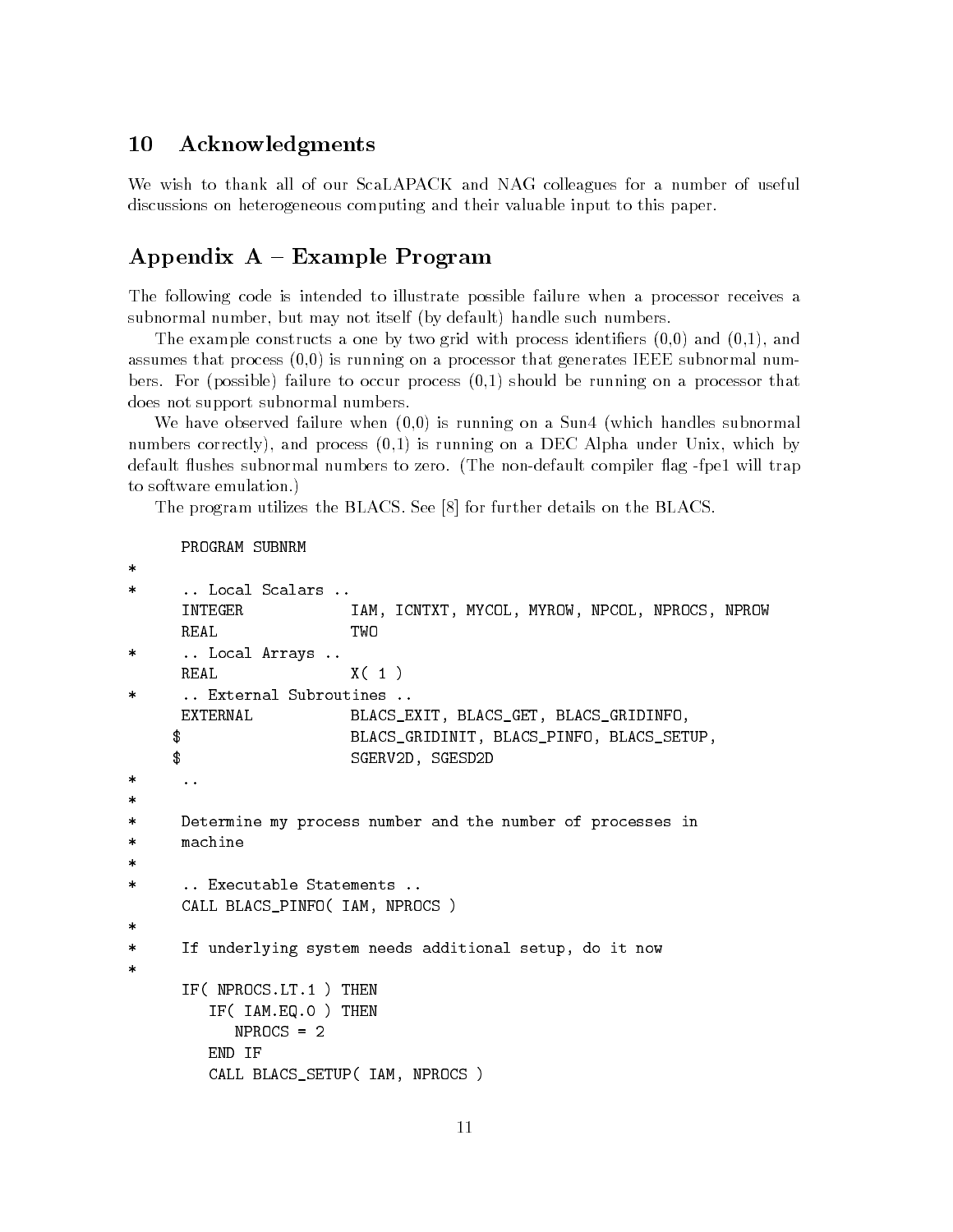## 10 Acknowledgments

We wish to thank all of our ScaLAPACK and NAG colleagues for a number of useful discussions on heterogeneous computing and their valuable input to this paper.

## Appendix A – Example Program

The following code is intended to illustrate possible failure when a processor receives a subnormal number, but may not itself (by default) handle such numbers.

The example constructs a one by two grid with process identifiers (0,0) and (0,1), and assumes that process (0,0) is running on a processor that generates IEEE subnormal numbers. For (possible) failure to occur process (0,1) should be running on a processor that does not support subnormal numbers.

We have observed failure when (0,0) is running on a Sun4 (which handles subnormal numbers correctly), and process (0,1) is running on a DEC Alpha under Unix, which by default flushes subnormal numbers to zero. (The non-default compiler flag -fpe1 will trap to software emulation.)

The program utilizes the BLACS. See [8] for further details on the BLACS.

```
      PROGRAM SUBNRM
*
*     .. Local Scalars ..
      INTEGER            IAM, ICNTXT, MYCOL, MYROW, NPCOL, NPROCS, NPROW
      REAL               TWO
*     .. Local Arrays ..
      REAL               X( 1 )
*     .. External Subroutines ..
      EXTERNAL           BLACS_EXIT, BLACS_GET, BLACS_GRIDINFO,
     $                   BLACS_GRIDINIT, BLACS_PINFO, BLACS_SETUP,
     $                   SGERV2D, SGESD2D
*     ..
*
*     Determine my process number and the number of processes in
*     machine
*
*     .. Executable Statements ..
      CALL BLACS_PINFO( IAM, NPROCS )
*
*     If underlying system needs additional setup, do it now
*
      IF( NPROCS.LT.1 ) THEN
         IF( IAM.EQ.0 ) THEN
            NPROCS = 2
         END IF
         CALL BLACS_SETUP( IAM, NPROCS )
```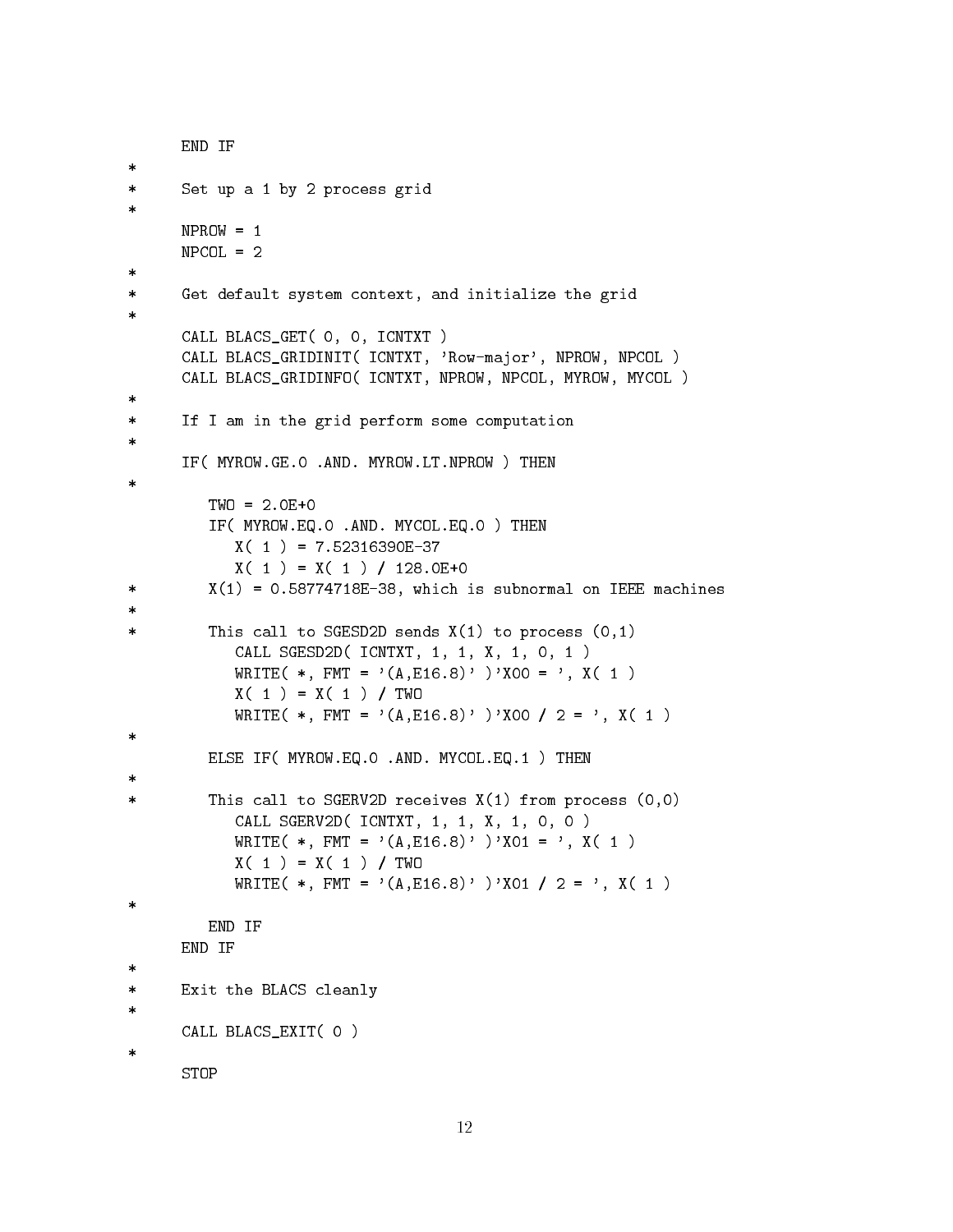```
      END IF
*
*     Set up a 1 by 2 process grid
*
      NPROW = 1
      NPCOL = 2
*
*     Get default system context, and initialize the grid
*
      CALL BLACS_GET( 0, 0, ICNTXT )
      CALL BLACS_GRIDINIT( ICNTXT, 'Row-major', NPROW, NPCOL )
      CALL BLACS_GRIDINFO( ICNTXT, NPROW, NPCOL, MYROW, MYCOL )
*
*     If I am in the grid perform some computation
*
      IF( MYROW.GE.0 .AND. MYROW.LT.NPROW ) THEN
*
         TWO = 2.0E+0
         IF( MYROW.EQ.0 .AND. MYCOL.EQ.0 ) THEN
            X( 1 ) = 7.52316390E-37
            X( 1 ) = X( 1 ) / 128.0E+0
*        X(1) = 0.58774718E-38, which is subnormal on IEEE machines
*
*        This call to SGESD2D sends X(1) to process (0,1)
            CALL SGESD2D( ICNTXT, 1, 1, X, 1, 0, 1 )
            WRITE( *, FMT = '(A,E16.8)' )'X00 = ', X( 1 )
            X( 1 ) = X( 1 ) / TWO
            WRITE( *, FMT = '(A,E16.8)' )'X00 / 2 = ', X( 1 )
*
         ELSE IF( MYROW.EQ.0 .AND. MYCOL.EQ.1 ) THEN
*
*        This call to SGERV2D receives X(1) from process (0,0)
            CALL SGERV2D( ICNTXT, 1, 1, X, 1, 0, 0 )
            WRITE( *, FMT = '(A,E16.8)' )'X01 = ', X( 1 )
            X( 1 ) = X( 1 ) / TWO
            WRITE( *, FMT = '(A,E16.8)' )'X01 / 2 = ', X( 1 )
*
         END IF
      END IF
*
*     Exit the BLACS cleanly
*
      CALL BLACS_EXIT( 0 )
*
      STOP
```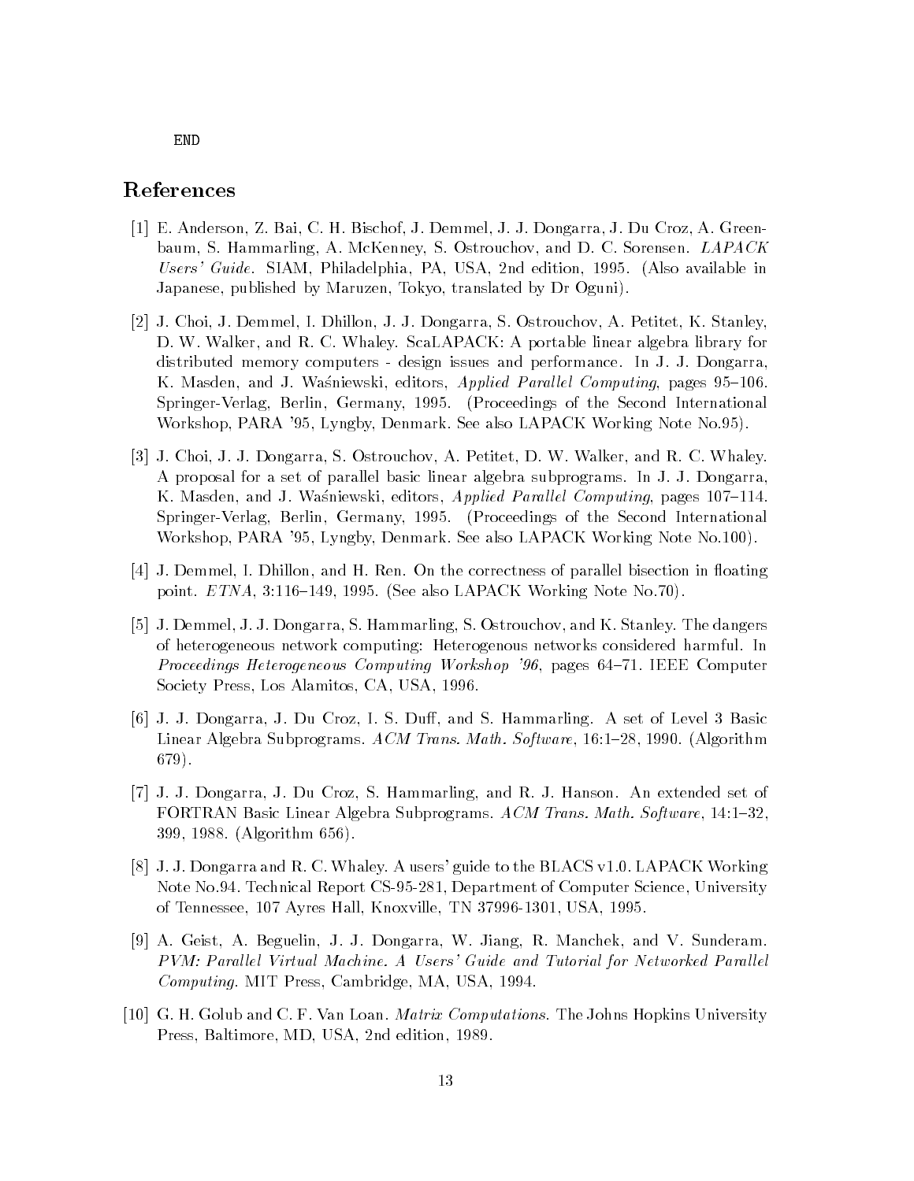```
      END
```

## References

[1] E. Anderson, Z. Bai, C. H. Bischof, J. Demmel, J. J. Dongarra, J. Du Croz, A. Greenbaum, S. Hammarling, A. McKenney, S. Ostrouchov, and D. C. Sorensen. *LAPACK Users' Guide*. SIAM, Philadelphia, PA, USA, 2nd edition, 1995. (Also available in Japanese, published by Maruzen, Tokyo, translated by Dr Oguni).

[2] J. Choi, J. Demmel, I. Dhillon, J. J. Dongarra, S. Ostrouchov, A. Petitet, K. Stanley, D. W. Walker, and R. C. Whaley. ScaLAPACK: A portable linear algebra library for distributed memory computers - design issues and performance. In J. J. Dongarra, K. Masden, and J. Waśniewski, editors, *Applied Parallel Computing*, pages 95–106. Springer-Verlag, Berlin, Germany, 1995. (Proceedings of the Second International Workshop, PARA '95, Lyngby, Denmark. See also LAPACK Working Note No.95).

[3] J. Choi, J. J. Dongarra, S. Ostrouchov, A. Petitet, D. W. Walker, and R. C. Whaley. A proposal for a set of parallel basic linear algebra subprograms. In J. J. Dongarra, K. Masden, and J. Waśniewski, editors, *Applied Parallel Computing*, pages 107–114. Springer-Verlag, Berlin, Germany, 1995. (Proceedings of the Second International Workshop, PARA '95, Lyngby, Denmark. See also LAPACK Working Note No.100).

[4] J. Demmel, I. Dhillon, and H. Ren. On the correctness of parallel bisection in floating point. *ETNA*, 3:116–149, 1995. (See also LAPACK Working Note No.70).

[5] J. Demmel, J. J. Dongarra, S. Hammarling, S. Ostrouchov, and K. Stanley. The dangers of heterogeneous network computing: Heterogenous networks considered harmful. In *Proceedings Heterogeneous Computing Workshop '96*, pages 64–71. IEEE Computer Society Press, Los Alamitos, CA, USA, 1996.

[6] J. J. Dongarra, J. Du Croz, I. S. Duff, and S. Hammarling. A set of Level 3 Basic Linear Algebra Subprograms. *ACM Trans. Math. Software*, 16:1–28, 1990. (Algorithm 679).

[7] J. J. Dongarra, J. Du Croz, S. Hammarling, and R. J. Hanson. An extended set of FORTRAN Basic Linear Algebra Subprograms. *ACM Trans. Math. Software*, 14:1–32, 399, 1988. (Algorithm 656).

[8] J. J. Dongarra and R. C. Whaley. A users' guide to the BLACS v1.0. LAPACK Working Note No.94. Technical Report CS-95-281, Department of Computer Science, University of Tennessee, 107 Ayres Hall, Knoxville, TN 37996-1301, USA, 1995.

[9] A. Geist, A. Beguelin, J. J. Dongarra, W. Jiang, R. Manchek, and V. Sunderam. *PVM: Parallel Virtual Machine. A Users' Guide and Tutorial for Networked Parallel Computing*. MIT Press, Cambridge, MA, USA, 1994.

[10] G. H. Golub and C. F. Van Loan. *Matrix Computations*. The Johns Hopkins University Press, Baltimore, MD, USA, 2nd edition, 1989.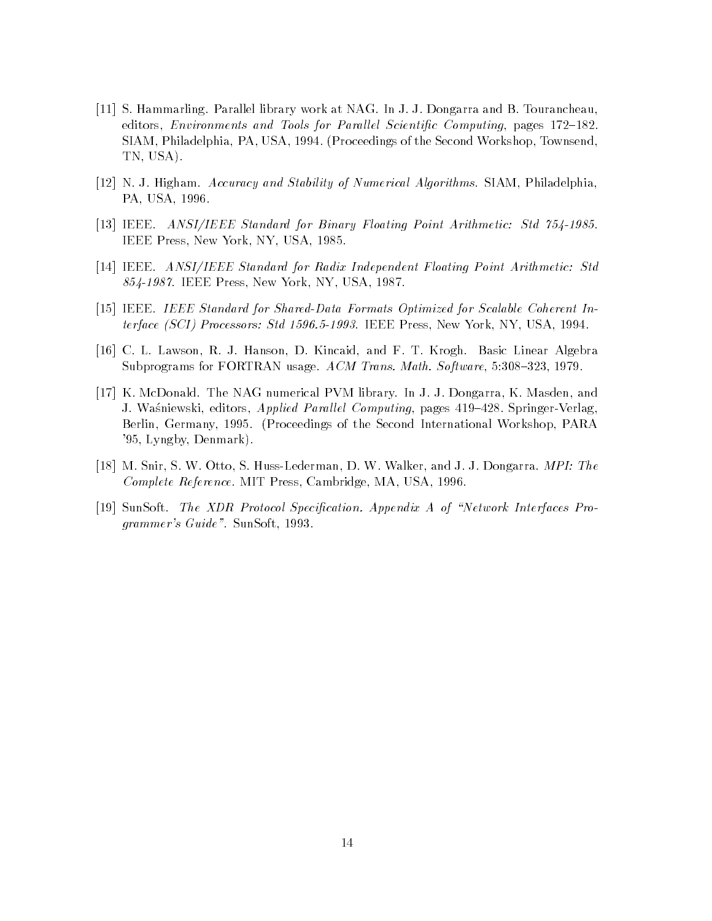[11] S. Hammarling. Parallel library work at NAG. In J. J. Dongarra and B. Tourancheau, editors, *Environments and Tools for Parallel Scientific Computing*, pages 172–182. SIAM, Philadelphia, PA, USA, 1994. (Proceedings of the Second Workshop, Townsend, TN, USA).

[12] N. J. Higham. *Accuracy and Stability of Numerical Algorithms*. SIAM, Philadelphia, PA, USA, 1996.

[13] IEEE. *ANSI/IEEE Standard for Binary Floating Point Arithmetic: Std 754-1985*. IEEE Press, New York, NY, USA, 1985.

[14] IEEE. *ANSI/IEEE Standard for Radix Independent Floating Point Arithmetic: Std 854-1987*. IEEE Press, New York, NY, USA, 1987.

[15] IEEE. *IEEE Standard for Shared-Data Formats Optimized for Scalable Coherent Interface (SCI) Processors: Std 1596.5-1993*. IEEE Press, New York, NY, USA, 1994.

[16] C. L. Lawson, R. J. Hanson, D. Kincaid, and F. T. Krogh. Basic Linear Algebra Subprograms for FORTRAN usage. *ACM Trans. Math. Software*, 5:308–323, 1979.

[17] K. McDonald. The NAG numerical PVM library. In J. J. Dongarra, K. Masden, and J. Waśniewski, editors, *Applied Parallel Computing*, pages 419–428. Springer-Verlag, Berlin, Germany, 1995. (Proceedings of the Second International Workshop, PARA '95, Lyngby, Denmark).

[18] M. Snir, S. W. Otto, S. Huss-Lederman, D. W. Walker, and J. J. Dongarra. *MPI: The Complete Reference*. MIT Press, Cambridge, MA, USA, 1996.

[19] SunSoft. *The XDR Protocol Specification. Appendix A of "Network Interfaces Programmer's Guide"*. SunSoft, 1993.